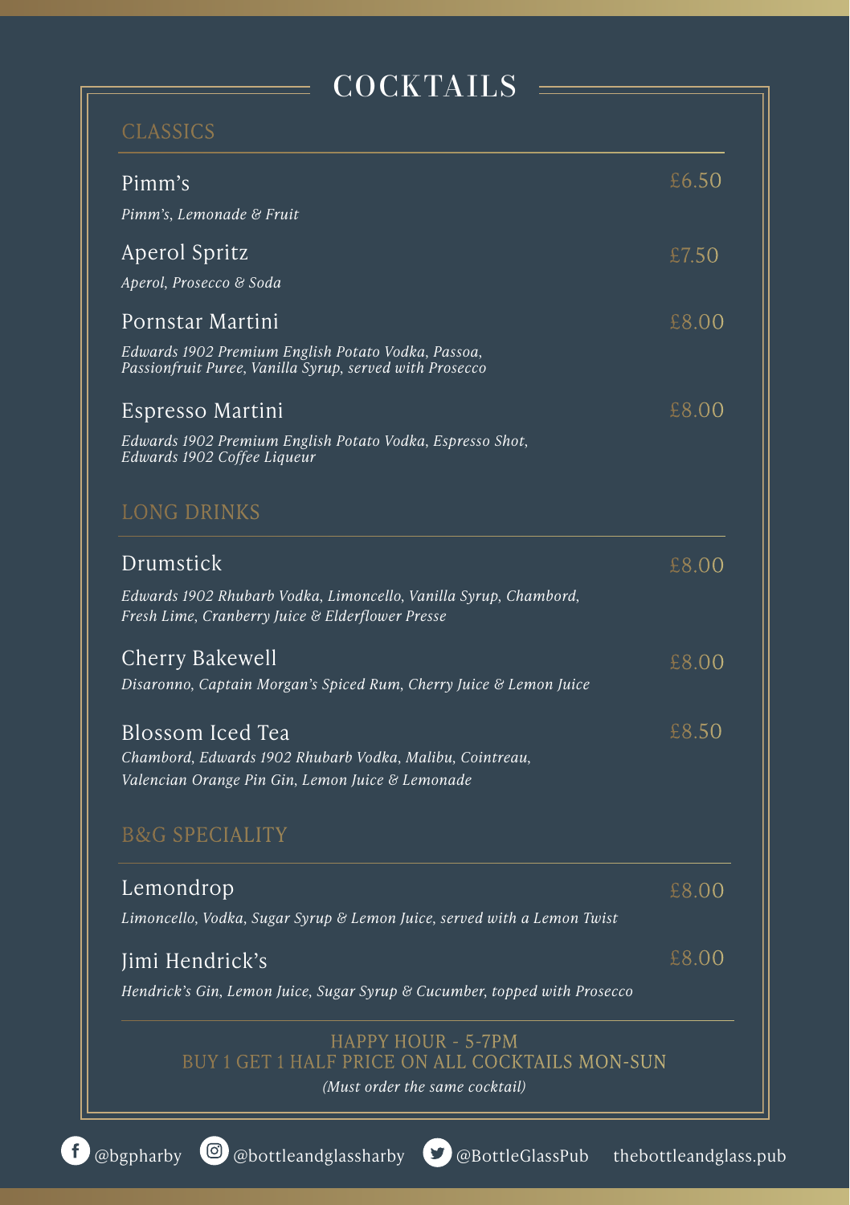# COCKTAILS

## CLASSICS

**Pimm's** — £6.50
*Pimm's, Lemonade & Fruit*

**Aperol Spritz** — £7.50
*Aperol, Prosecco & Soda*

**Pornstar Martini** — £8.00
*Edwards 1902 Premium English Potato Vodka, Passoa, Passionfruit Puree, Vanilla Syrup, served with Prosecco*

**Espresso Martini** — £8.00
*Edwards 1902 Premium English Potato Vodka, Espresso Shot, Edwards 1902 Coffee Liqueur*

## LONG DRINKS

**Drumstick** — £8.00
*Edwards 1902 Rhubarb Vodka, Limoncello, Vanilla Syrup, Chambord, Fresh Lime, Cranberry Juice & Elderflower Presse*

**Cherry Bakewell** — £8.00
*Disaronno, Captain Morgan's Spiced Rum, Cherry Juice & Lemon Juice*

**Blossom Iced Tea** — £8.50
*Chambord, Edwards 1902 Rhubarb Vodka, Malibu, Cointreau, Valencian Orange Pin Gin, Lemon Juice & Lemonade*

## B&G SPECIALITY

**Lemondrop** — £8.00
*Limoncello, Vodka, Sugar Syrup & Lemon Juice, served with a Lemon Twist*

**Jimi Hendrick's** — £8.00
*Hendrick's Gin, Lemon Juice, Sugar Syrup & Cucumber, topped with Prosecco*

HAPPY HOUR - 5-7PM
BUY 1 GET 1 HALF PRICE ON ALL COCKTAILS MON-SUN
*(Must order the same cocktail)*

@bgpharby @bottleandglassharby @BottleGlassPub thebottleandglass.pub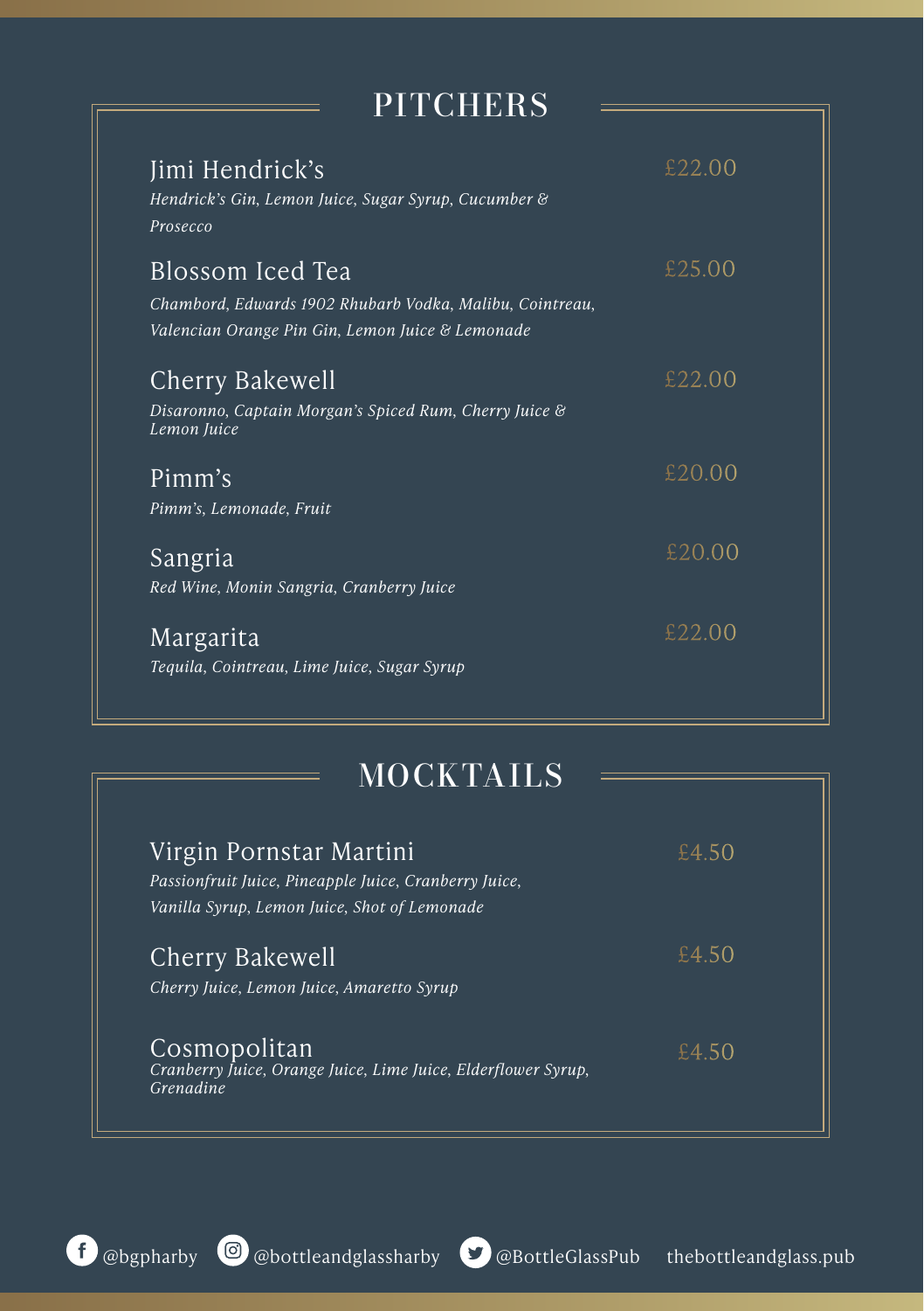## PITCHERS

### Jimi Hendrick's — £22.00
*Hendrick's Gin, Lemon Juice, Sugar Syrup, Cucumber & Prosecco*

### Blossom Iced Tea — £25.00
*Chambord, Edwards 1902 Rhubarb Vodka, Malibu, Cointreau, Valencian Orange Pin Gin, Lemon Juice & Lemonade*

### Cherry Bakewell — £22.00
*Disaronno, Captain Morgan's Spiced Rum, Cherry Juice & Lemon Juice*

### Pimm's — £20.00
*Pimm's, Lemonade, Fruit*

### Sangria — £20.00
*Red Wine, Monin Sangria, Cranberry Juice*

### Margarita — £22.00
*Tequila, Cointreau, Lime Juice, Sugar Syrup*

## MOCKTAILS

### Virgin Pornstar Martini — £4.50
*Passionfruit Juice, Pineapple Juice, Cranberry Juice, Vanilla Syrup, Lemon Juice, Shot of Lemonade*

### Cherry Bakewell — £4.50
*Cherry Juice, Lemon Juice, Amaretto Syrup*

### Cosmopolitan — £4.50
*Cranberry Juice, Orange Juice, Lime Juice, Elderflower Syrup, Grenadine*

@bgpharby @bottleandglassharby @BottleGlassPub thebottleandglass.pub